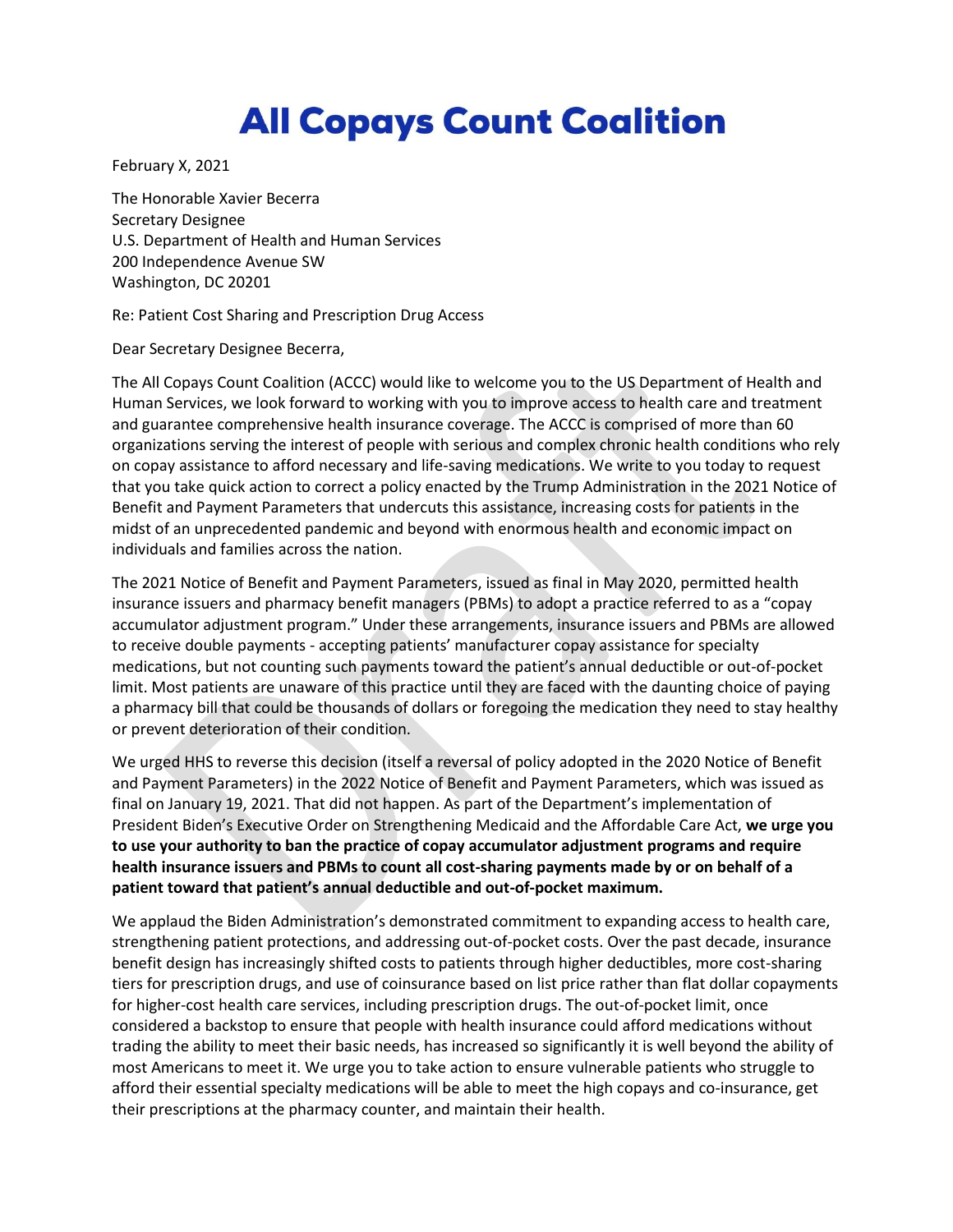# All Copays Count Coalition

February X, 2021

The Honorable Xavier Becerra
Secretary Designee
U.S. Department of Health and Human Services
200 Independence Avenue SW
Washington, DC 20201

Re: Patient Cost Sharing and Prescription Drug Access

Dear Secretary Designee Becerra,

The All Copays Count Coalition (ACCC) would like to welcome you to the US Department of Health and Human Services, we look forward to working with you to improve access to health care and treatment and guarantee comprehensive health insurance coverage. The ACCC is comprised of more than 60 organizations serving the interest of people with serious and complex chronic health conditions who rely on copay assistance to afford necessary and life-saving medications. We write to you today to request that you take quick action to correct a policy enacted by the Trump Administration in the 2021 Notice of Benefit and Payment Parameters that undercuts this assistance, increasing costs for patients in the midst of an unprecedented pandemic and beyond with enormous health and economic impact on individuals and families across the nation.

The 2021 Notice of Benefit and Payment Parameters, issued as final in May 2020, permitted health insurance issuers and pharmacy benefit managers (PBMs) to adopt a practice referred to as a "copay accumulator adjustment program." Under these arrangements, insurance issuers and PBMs are allowed to receive double payments - accepting patients' manufacturer copay assistance for specialty medications, but not counting such payments toward the patient's annual deductible or out-of-pocket limit. Most patients are unaware of this practice until they are faced with the daunting choice of paying a pharmacy bill that could be thousands of dollars or foregoing the medication they need to stay healthy or prevent deterioration of their condition.

We urged HHS to reverse this decision (itself a reversal of policy adopted in the 2020 Notice of Benefit and Payment Parameters) in the 2022 Notice of Benefit and Payment Parameters, which was issued as final on January 19, 2021. That did not happen. As part of the Department's implementation of President Biden's Executive Order on Strengthening Medicaid and the Affordable Care Act, **we urge you to use your authority to ban the practice of copay accumulator adjustment programs and require health insurance issuers and PBMs to count all cost-sharing payments made by or on behalf of a patient toward that patient's annual deductible and out-of-pocket maximum.**

We applaud the Biden Administration's demonstrated commitment to expanding access to health care, strengthening patient protections, and addressing out-of-pocket costs. Over the past decade, insurance benefit design has increasingly shifted costs to patients through higher deductibles, more cost-sharing tiers for prescription drugs, and use of coinsurance based on list price rather than flat dollar copayments for higher-cost health care services, including prescription drugs. The out-of-pocket limit, once considered a backstop to ensure that people with health insurance could afford medications without trading the ability to meet their basic needs, has increased so significantly it is well beyond the ability of most Americans to meet it. We urge you to take action to ensure vulnerable patients who struggle to afford their essential specialty medications will be able to meet the high copays and co-insurance, get their prescriptions at the pharmacy counter, and maintain their health.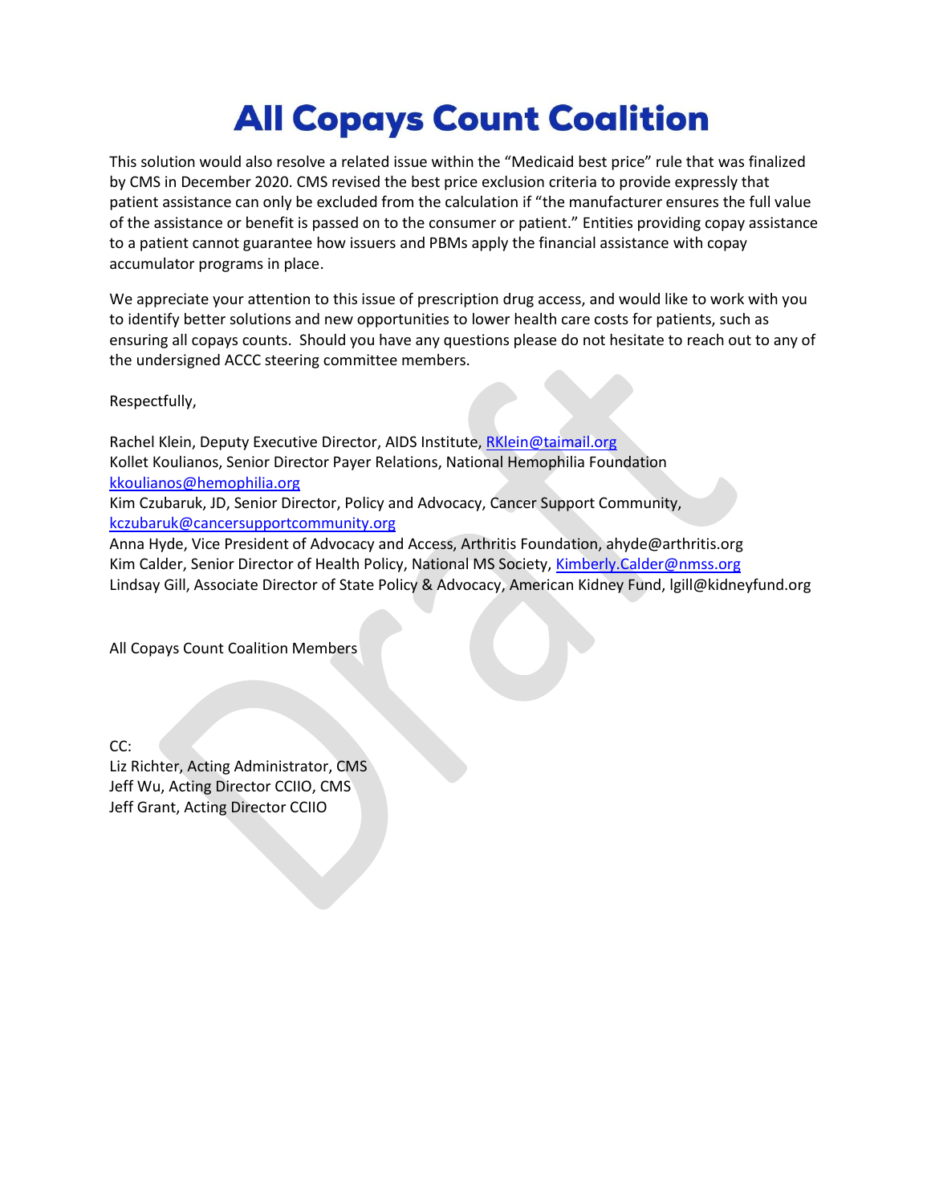# All Copays Count Coalition

This solution would also resolve a related issue within the "Medicaid best price" rule that was finalized by CMS in December 2020. CMS revised the best price exclusion criteria to provide expressly that patient assistance can only be excluded from the calculation if "the manufacturer ensures the full value of the assistance or benefit is passed on to the consumer or patient." Entities providing copay assistance to a patient cannot guarantee how issuers and PBMs apply the financial assistance with copay accumulator programs in place.

We appreciate your attention to this issue of prescription drug access, and would like to work with you to identify better solutions and new opportunities to lower health care costs for patients, such as ensuring all copays counts. Should you have any questions please do not hesitate to reach out to any of the undersigned ACCC steering committee members.

Respectfully,

Rachel Klein, Deputy Executive Director, AIDS Institute, RKlein@taimail.org
Kollet Koulianos, Senior Director Payer Relations, National Hemophilia Foundation kkoulianos@hemophilia.org
Kim Czubaruk, JD, Senior Director, Policy and Advocacy, Cancer Support Community, kczubaruk@cancersupportcommunity.org
Anna Hyde, Vice President of Advocacy and Access, Arthritis Foundation, ahyde@arthritis.org
Kim Calder, Senior Director of Health Policy, National MS Society, Kimberly.Calder@nmss.org
Lindsay Gill, Associate Director of State Policy & Advocacy, American Kidney Fund, lgill@kidneyfund.org

All Copays Count Coalition Members

CC:
Liz Richter, Acting Administrator, CMS
Jeff Wu, Acting Director CCIIO, CMS
Jeff Grant, Acting Director CCIIO